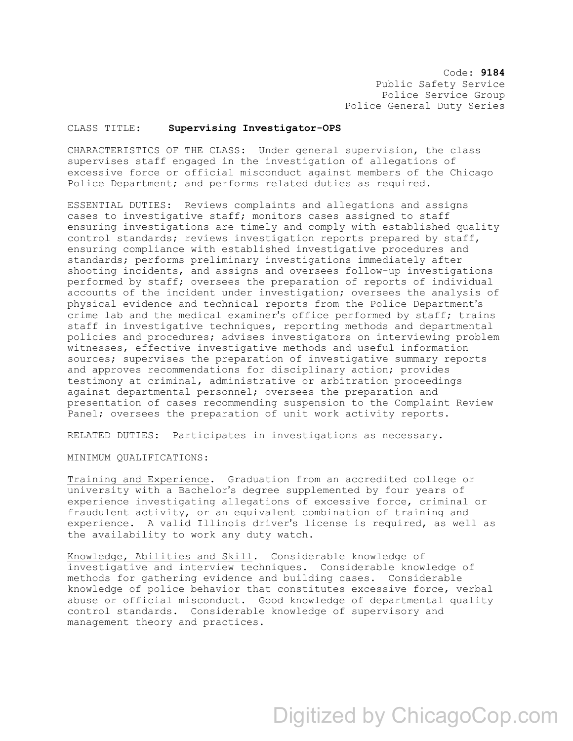Code: **9184**
Public Safety Service
Police Service Group
Police General Duty Series

CLASS TITLE: **Supervising Investigator-OPS**

CHARACTERISTICS OF THE CLASS: Under general supervision, the class supervises staff engaged in the investigation of allegations of excessive force or official misconduct against members of the Chicago Police Department; and performs related duties as required.

ESSENTIAL DUTIES: Reviews complaints and allegations and assigns cases to investigative staff; monitors cases assigned to staff ensuring investigations are timely and comply with established quality control standards; reviews investigation reports prepared by staff, ensuring compliance with established investigative procedures and standards; performs preliminary investigations immediately after shooting incidents, and assigns and oversees follow-up investigations performed by staff; oversees the preparation of reports of individual accounts of the incident under investigation; oversees the analysis of physical evidence and technical reports from the Police Department's crime lab and the medical examiner's office performed by staff; trains staff in investigative techniques, reporting methods and departmental policies and procedures; advises investigators on interviewing problem witnesses, effective investigative methods and useful information sources; supervises the preparation of investigative summary reports and approves recommendations for disciplinary action; provides testimony at criminal, administrative or arbitration proceedings against departmental personnel; oversees the preparation and presentation of cases recommending suspension to the Complaint Review Panel; oversees the preparation of unit work activity reports.

RELATED DUTIES: Participates in investigations as necessary.

MINIMUM QUALIFICATIONS:

Training and Experience. Graduation from an accredited college or university with a Bachelor's degree supplemented by four years of experience investigating allegations of excessive force, criminal or fraudulent activity, or an equivalent combination of training and experience. A valid Illinois driver's license is required, as well as the availability to work any duty watch.

Knowledge, Abilities and Skill. Considerable knowledge of investigative and interview techniques. Considerable knowledge of methods for gathering evidence and building cases. Considerable knowledge of police behavior that constitutes excessive force, verbal abuse or official misconduct. Good knowledge of departmental quality control standards. Considerable knowledge of supervisory and management theory and practices.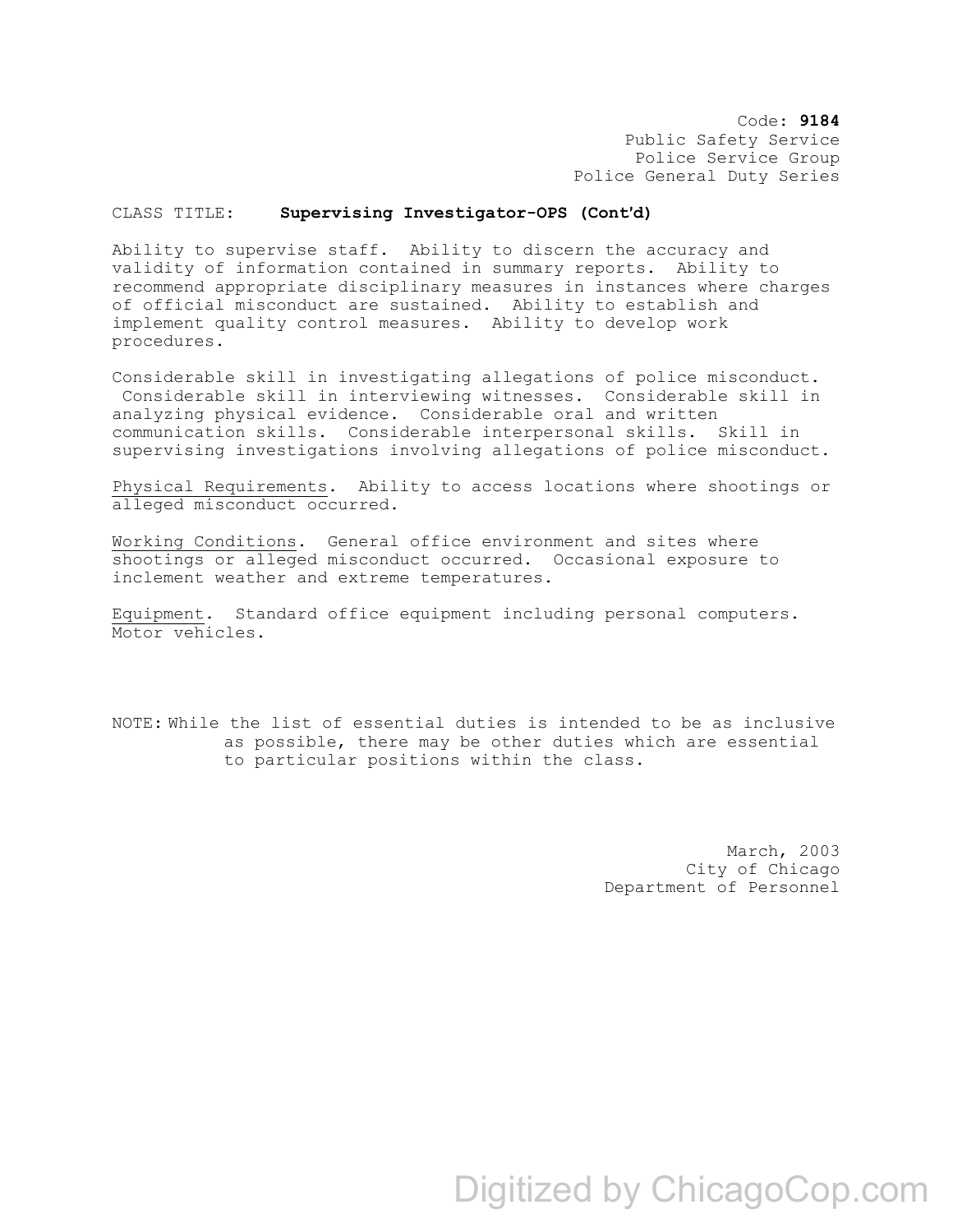Code: **9184**
Public Safety Service
Police Service Group
Police General Duty Series

CLASS TITLE: **Supervising Investigator-OPS (Cont'd)**

Ability to supervise staff. Ability to discern the accuracy and validity of information contained in summary reports. Ability to recommend appropriate disciplinary measures in instances where charges of official misconduct are sustained. Ability to establish and implement quality control measures. Ability to develop work procedures.

Considerable skill in investigating allegations of police misconduct. Considerable skill in interviewing witnesses. Considerable skill in analyzing physical evidence. Considerable oral and written communication skills. Considerable interpersonal skills. Skill in supervising investigations involving allegations of police misconduct.

Physical Requirements. Ability to access locations where shootings or alleged misconduct occurred.

Working Conditions. General office environment and sites where shootings or alleged misconduct occurred. Occasional exposure to inclement weather and extreme temperatures.

Equipment. Standard office equipment including personal computers. Motor vehicles.

NOTE: While the list of essential duties is intended to be as inclusive as possible, there may be other duties which are essential to particular positions within the class.

March, 2003
City of Chicago
Department of Personnel

Digitized by ChicagoCop.com